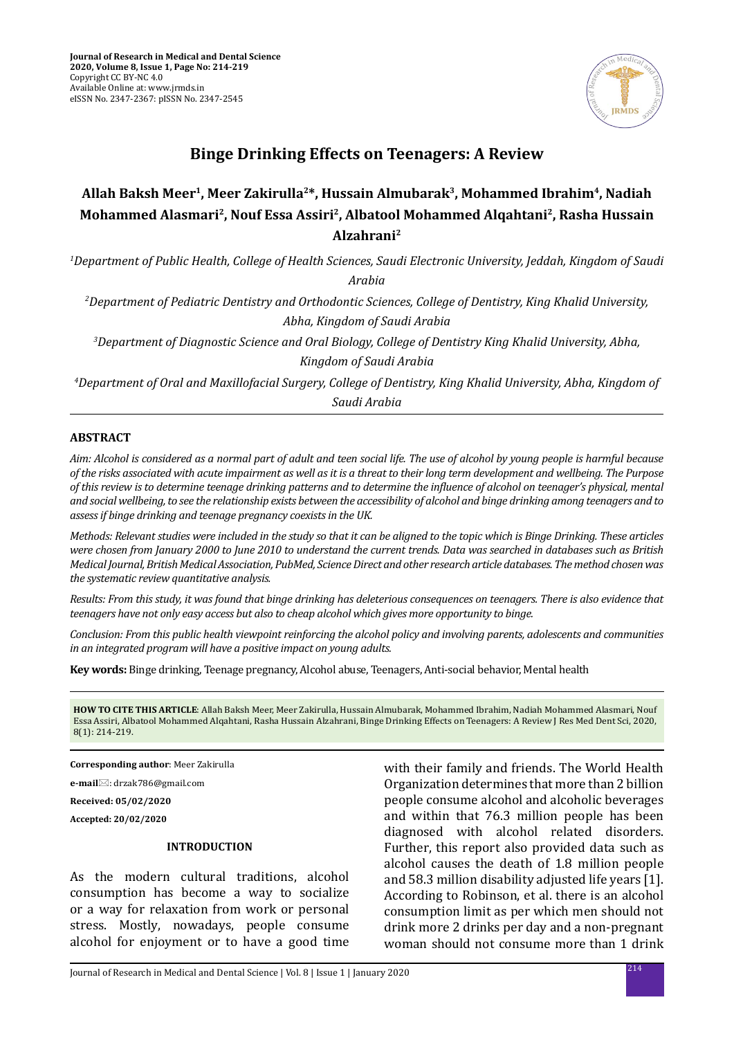Journal of Research in Medical and Dental Science
2020, Volume 8, Issue 1, Page No: 214-219
Copyright CC BY-NC 4.0
Available Online at: www.jrmds.in
eISSN No. 2347-2367: pISSN No. 2347-2545

# Binge Drinking Effects on Teenagers: A Review

**Allah Baksh Meer[1], Meer Zakirulla[2]*, Hussain Almubarak[3], Mohammed Ibrahim[4], Nadiah Mohammed Alasmari[2], Nouf Essa Assiri[2], Albatool Mohammed Alqahtani[2], Rasha Hussain Alzahrani[2]**

*[1]Department of Public Health, College of Health Sciences, Saudi Electronic University, Jeddah, Kingdom of Saudi Arabia*

*[2]Department of Pediatric Dentistry and Orthodontic Sciences, College of Dentistry, King Khalid University, Abha, Kingdom of Saudi Arabia*

*[3]Department of Diagnostic Science and Oral Biology, College of Dentistry King Khalid University, Abha, Kingdom of Saudi Arabia*

*[4]Department of Oral and Maxillofacial Surgery, College of Dentistry, King Khalid University, Abha, Kingdom of Saudi Arabia*

## ABSTRACT

*Aim: Alcohol is considered as a normal part of adult and teen social life. The use of alcohol by young people is harmful because of the risks associated with acute impairment as well as it is a threat to their long term development and wellbeing. The Purpose of this review is to determine teenage drinking patterns and to determine the influence of alcohol on teenager's physical, mental and social wellbeing, to see the relationship exists between the accessibility of alcohol and binge drinking among teenagers and to assess if binge drinking and teenage pregnancy coexists in the UK.*

*Methods: Relevant studies were included in the study so that it can be aligned to the topic which is Binge Drinking. These articles were chosen from January 2000 to June 2010 to understand the current trends. Data was searched in databases such as British Medical Journal, British Medical Association, PubMed, Science Direct and other research article databases. The method chosen was the systematic review quantitative analysis.*

*Results: From this study, it was found that binge drinking has deleterious consequences on teenagers. There is also evidence that teenagers have not only easy access but also to cheap alcohol which gives more opportunity to binge.*

*Conclusion: From this public health viewpoint reinforcing the alcohol policy and involving parents, adolescents and communities in an integrated program will have a positive impact on young adults.*

**Key words:** Binge drinking, Teenage pregnancy, Alcohol abuse, Teenagers, Anti-social behavior, Mental health

**HOW TO CITE THIS ARTICLE**: Allah Baksh Meer, Meer Zakirulla, Hussain Almubarak, Mohammed Ibrahim, Nadiah Mohammed Alasmari, Nouf Essa Assiri, Albatool Mohammed Alqahtani, Rasha Hussain Alzahrani, Binge Drinking Effects on Teenagers: A Review J Res Med Dent Sci, 2020, 8(1): 214-219.

**Corresponding author**: Meer Zakirulla

**e-mail**: drzak786@gmail.com

**Received: 05/02/2020**

**Accepted: 20/02/2020**

## INTRODUCTION

As the modern cultural traditions, alcohol consumption has become a way to socialize or a way for relaxation from work or personal stress. Mostly, nowadays, people consume alcohol for enjoyment or to have a good time with their family and friends. The World Health Organization determines that more than 2 billion people consume alcohol and alcoholic beverages and within that 76.3 million people has been diagnosed with alcohol related disorders. Further, this report also provided data such as alcohol causes the death of 1.8 million people and 58.3 million disability adjusted life years [1]. According to Robinson, et al. there is an alcohol consumption limit as per which men should not drink more 2 drinks per day and a non-pregnant woman should not consume more than 1 drink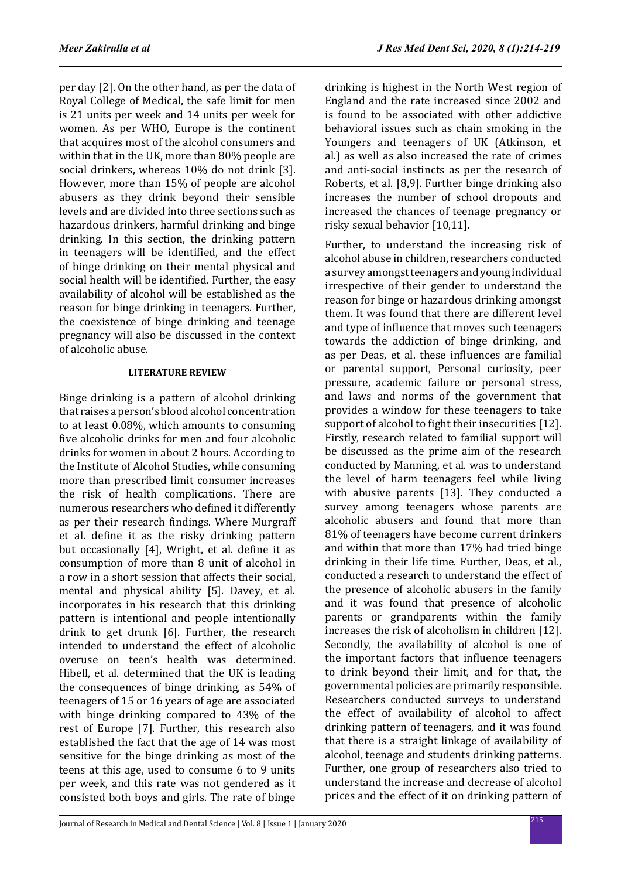per day [2]. On the other hand, as per the data of Royal College of Medical, the safe limit for men is 21 units per week and 14 units per week for women. As per WHO, Europe is the continent that acquires most of the alcohol consumers and within that in the UK, more than 80% people are social drinkers, whereas 10% do not drink [3]. However, more than 15% of people are alcohol abusers as they drink beyond their sensible levels and are divided into three sections such as hazardous drinkers, harmful drinking and binge drinking. In this section, the drinking pattern in teenagers will be identified, and the effect of binge drinking on their mental physical and social health will be identified. Further, the easy availability of alcohol will be established as the reason for binge drinking in teenagers. Further, the coexistence of binge drinking and teenage pregnancy will also be discussed in the context of alcoholic abuse.

## LITERATURE REVIEW

Binge drinking is a pattern of alcohol drinking that raises a person's blood alcohol concentration to at least 0.08%, which amounts to consuming five alcoholic drinks for men and four alcoholic drinks for women in about 2 hours. According to the Institute of Alcohol Studies, while consuming more than prescribed limit consumer increases the risk of health complications. There are numerous researchers who defined it differently as per their research findings. Where Murgraff et al. define it as the risky drinking pattern but occasionally [4], Wright, et al. define it as consumption of more than 8 unit of alcohol in a row in a short session that affects their social, mental and physical ability [5]. Davey, et al. incorporates in his research that this drinking pattern is intentional and people intentionally drink to get drunk [6]. Further, the research intended to understand the effect of alcoholic overuse on teen's health was determined. Hibell, et al. determined that the UK is leading the consequences of binge drinking, as 54% of teenagers of 15 or 16 years of age are associated with binge drinking compared to 43% of the rest of Europe [7]. Further, this research also established the fact that the age of 14 was most sensitive for the binge drinking as most of the teens at this age, used to consume 6 to 9 units per week, and this rate was not gendered as it consisted both boys and girls. The rate of binge drinking is highest in the North West region of England and the rate increased since 2002 and is found to be associated with other addictive behavioral issues such as chain smoking in the Youngers and teenagers of UK (Atkinson, et al.) as well as also increased the rate of crimes and anti-social instincts as per the research of Roberts, et al. [8,9]. Further binge drinking also increases the number of school dropouts and increased the chances of teenage pregnancy or risky sexual behavior [10,11].

Further, to understand the increasing risk of alcohol abuse in children, researchers conducted a survey amongst teenagers and young individual irrespective of their gender to understand the reason for binge or hazardous drinking amongst them. It was found that there are different level and type of influence that moves such teenagers towards the addiction of binge drinking, and as per Deas, et al. these influences are familial or parental support, Personal curiosity, peer pressure, academic failure or personal stress, and laws and norms of the government that provides a window for these teenagers to take support of alcohol to fight their insecurities [12]. Firstly, research related to familial support will be discussed as the prime aim of the research conducted by Manning, et al. was to understand the level of harm teenagers feel while living with abusive parents [13]. They conducted a survey among teenagers whose parents are alcoholic abusers and found that more than 81% of teenagers have become current drinkers and within that more than 17% had tried binge drinking in their life time. Further, Deas, et al., conducted a research to understand the effect of the presence of alcoholic abusers in the family and it was found that presence of alcoholic parents or grandparents within the family increases the risk of alcoholism in children [12]. Secondly, the availability of alcohol is one of the important factors that influence teenagers to drink beyond their limit, and for that, the governmental policies are primarily responsible. Researchers conducted surveys to understand the effect of availability of alcohol to affect drinking pattern of teenagers, and it was found that there is a straight linkage of availability of alcohol, teenage and students drinking patterns. Further, one group of researchers also tried to understand the increase and decrease of alcohol prices and the effect of it on drinking pattern of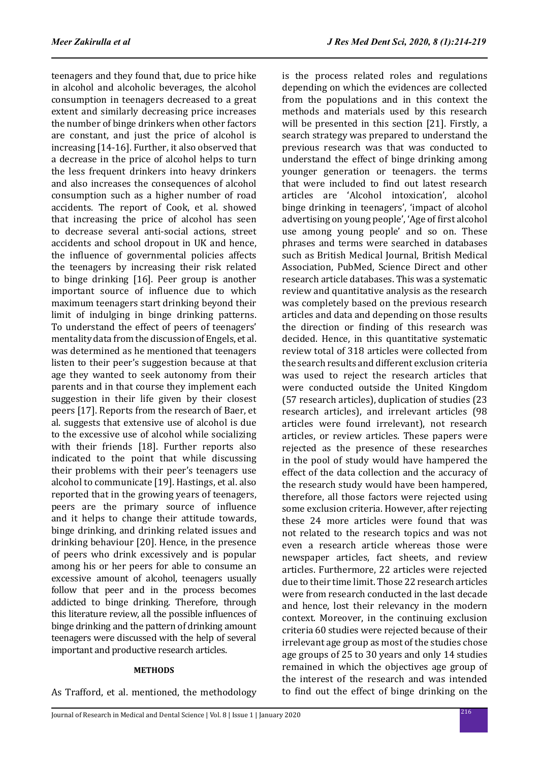teenagers and they found that, due to price hike in alcohol and alcoholic beverages, the alcohol consumption in teenagers decreased to a great extent and similarly decreasing price increases the number of binge drinkers when other factors are constant, and just the price of alcohol is increasing [14-16]. Further, it also observed that a decrease in the price of alcohol helps to turn the less frequent drinkers into heavy drinkers and also increases the consequences of alcohol consumption such as a higher number of road accidents. The report of Cook, et al. showed that increasing the price of alcohol has seen to decrease several anti-social actions, street accidents and school dropout in UK and hence, the influence of governmental policies affects the teenagers by increasing their risk related to binge drinking [16]. Peer group is another important source of influence due to which maximum teenagers start drinking beyond their limit of indulging in binge drinking patterns. To understand the effect of peers of teenagers' mentality data from the discussion of Engels, et al. was determined as he mentioned that teenagers listen to their peer's suggestion because at that age they wanted to seek autonomy from their parents and in that course they implement each suggestion in their life given by their closest peers [17]. Reports from the research of Baer, et al. suggests that extensive use of alcohol is due to the excessive use of alcohol while socializing with their friends [18]. Further reports also indicated to the point that while discussing their problems with their peer's teenagers use alcohol to communicate [19]. Hastings, et al. also reported that in the growing years of teenagers, peers are the primary source of influence and it helps to change their attitude towards, binge drinking, and drinking related issues and drinking behaviour [20]. Hence, in the presence of peers who drink excessively and is popular among his or her peers for able to consume an excessive amount of alcohol, teenagers usually follow that peer and in the process becomes addicted to binge drinking. Therefore, through this literature review, all the possible influences of binge drinking and the pattern of drinking amount teenagers were discussed with the help of several important and productive research articles.

## METHODS

As Trafford, et al. mentioned, the methodology is the process related roles and regulations depending on which the evidences are collected from the populations and in this context the methods and materials used by this research will be presented in this section [21]. Firstly, a search strategy was prepared to understand the previous research was that was conducted to understand the effect of binge drinking among younger generation or teenagers. the terms that were included to find out latest research articles are 'Alcohol intoxication', alcohol binge drinking in teenagers', 'impact of alcohol advertising on young people', 'Age of first alcohol use among young people' and so on. These phrases and terms were searched in databases such as British Medical Journal, British Medical Association, PubMed, Science Direct and other research article databases. This was a systematic review and quantitative analysis as the research was completely based on the previous research articles and data and depending on those results the direction or finding of this research was decided. Hence, in this quantitative systematic review total of 318 articles were collected from the search results and different exclusion criteria was used to reject the research articles that were conducted outside the United Kingdom (57 research articles), duplication of studies (23 research articles), and irrelevant articles (98 articles were found irrelevant), not research articles, or review articles. These papers were rejected as the presence of these researches in the pool of study would have hampered the effect of the data collection and the accuracy of the research study would have been hampered, therefore, all those factors were rejected using some exclusion criteria. However, after rejecting these 24 more articles were found that was not related to the research topics and was not even a research article whereas those were newspaper articles, fact sheets, and review articles. Furthermore, 22 articles were rejected due to their time limit. Those 22 research articles were from research conducted in the last decade and hence, lost their relevancy in the modern context. Moreover, in the continuing exclusion criteria 60 studies were rejected because of their irrelevant age group as most of the studies chose age groups of 25 to 30 years and only 14 studies remained in which the objectives age group of the interest of the research and was intended to find out the effect of binge drinking on the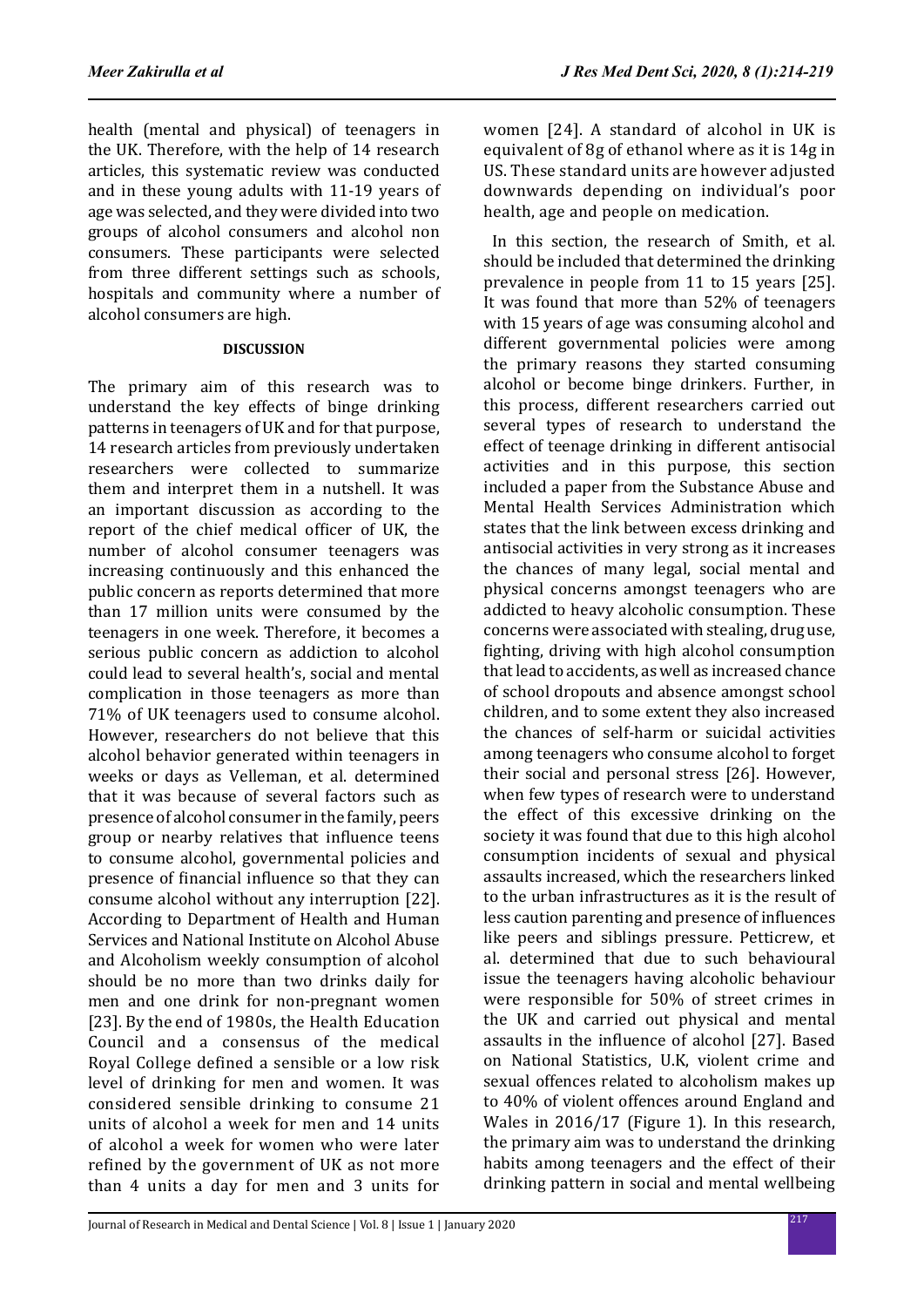health (mental and physical) of teenagers in the UK. Therefore, with the help of 14 research articles, this systematic review was conducted and in these young adults with 11-19 years of age was selected, and they were divided into two groups of alcohol consumers and alcohol non consumers. These participants were selected from three different settings such as schools, hospitals and community where a number of alcohol consumers are high.

## DISCUSSION

The primary aim of this research was to understand the key effects of binge drinking patterns in teenagers of UK and for that purpose, 14 research articles from previously undertaken researchers were collected to summarize them and interpret them in a nutshell. It was an important discussion as according to the report of the chief medical officer of UK, the number of alcohol consumer teenagers was increasing continuously and this enhanced the public concern as reports determined that more than 17 million units were consumed by the teenagers in one week. Therefore, it becomes a serious public concern as addiction to alcohol could lead to several health's, social and mental complication in those teenagers as more than 71% of UK teenagers used to consume alcohol. However, researchers do not believe that this alcohol behavior generated within teenagers in weeks or days as Velleman, et al. determined that it was because of several factors such as presence of alcohol consumer in the family, peers group or nearby relatives that influence teens to consume alcohol, governmental policies and presence of financial influence so that they can consume alcohol without any interruption [22]. According to Department of Health and Human Services and National Institute on Alcohol Abuse and Alcoholism weekly consumption of alcohol should be no more than two drinks daily for men and one drink for non-pregnant women [23]. By the end of 1980s, the Health Education Council and a consensus of the medical Royal College defined a sensible or a low risk level of drinking for men and women. It was considered sensible drinking to consume 21 units of alcohol a week for men and 14 units of alcohol a week for women who were later refined by the government of UK as not more than 4 units a day for men and 3 units for women [24]. A standard of alcohol in UK is equivalent of 8g of ethanol where as it is 14g in US. These standard units are however adjusted downwards depending on individual's poor health, age and people on medication.

In this section, the research of Smith, et al. should be included that determined the drinking prevalence in people from 11 to 15 years [25]. It was found that more than 52% of teenagers with 15 years of age was consuming alcohol and different governmental policies were among the primary reasons they started consuming alcohol or become binge drinkers. Further, in this process, different researchers carried out several types of research to understand the effect of teenage drinking in different antisocial activities and in this purpose, this section included a paper from the Substance Abuse and Mental Health Services Administration which states that the link between excess drinking and antisocial activities in very strong as it increases the chances of many legal, social mental and physical concerns amongst teenagers who are addicted to heavy alcoholic consumption. These concerns were associated with stealing, drug use, fighting, driving with high alcohol consumption that lead to accidents, as well as increased chance of school dropouts and absence amongst school children, and to some extent they also increased the chances of self-harm or suicidal activities among teenagers who consume alcohol to forget their social and personal stress [26]. However, when few types of research were to understand the effect of this excessive drinking on the society it was found that due to this high alcohol consumption incidents of sexual and physical assaults increased, which the researchers linked to the urban infrastructures as it is the result of less caution parenting and presence of influences like peers and siblings pressure. Petticrew, et al. determined that due to such behavioural issue the teenagers having alcoholic behaviour were responsible for 50% of street crimes in the UK and carried out physical and mental assaults in the influence of alcohol [27]. Based on National Statistics, U.K, violent crime and sexual offences related to alcoholism makes up to 40% of violent offences around England and Wales in 2016/17 (Figure 1). In this research, the primary aim was to understand the drinking habits among teenagers and the effect of their drinking pattern in social and mental wellbeing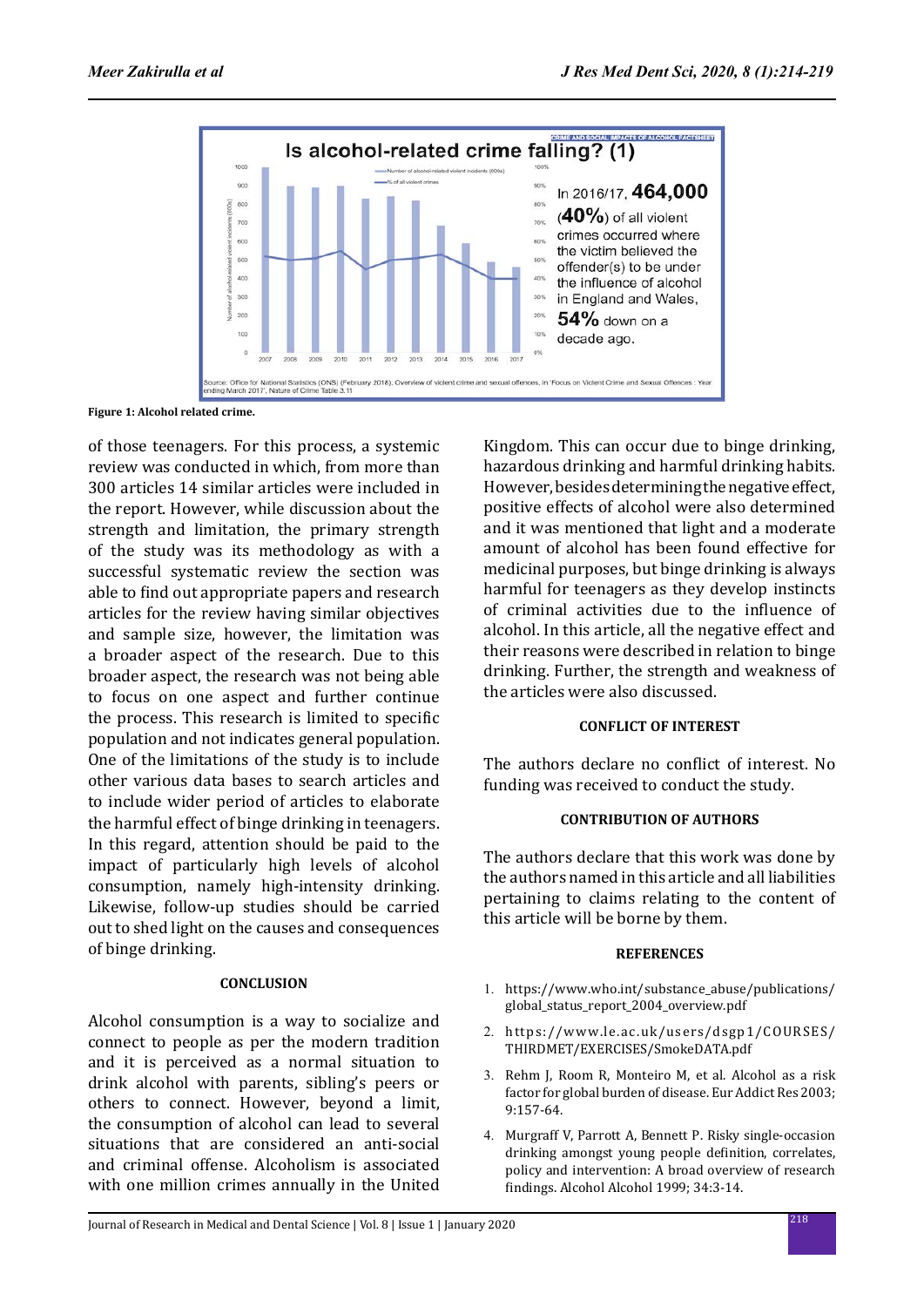Figure 1: Alcohol related crime.

of those teenagers. For this process, a systemic review was conducted in which, from more than 300 articles 14 similar articles were included in the report. However, while discussion about the strength and limitation, the primary strength of the study was its methodology as with a successful systematic review the section was able to find out appropriate papers and research articles for the review having similar objectives and sample size, however, the limitation was a broader aspect of the research. Due to this broader aspect, the research was not being able to focus on one aspect and further continue the process. This research is limited to specific population and not indicates general population. One of the limitations of the study is to include other various data bases to search articles and to include wider period of articles to elaborate the harmful effect of binge drinking in teenagers. In this regard, attention should be paid to the impact of particularly high levels of alcohol consumption, namely high-intensity drinking. Likewise, follow-up studies should be carried out to shed light on the causes and consequences of binge drinking.

## CONCLUSION

Alcohol consumption is a way to socialize and connect to people as per the modern tradition and it is perceived as a normal situation to drink alcohol with parents, sibling's peers or others to connect. However, beyond a limit, the consumption of alcohol can lead to several situations that are considered an anti-social and criminal offense. Alcoholism is associated with one million crimes annually in the United Kingdom. This can occur due to binge drinking, hazardous drinking and harmful drinking habits. However, besides determining the negative effect, positive effects of alcohol were also determined and it was mentioned that light and a moderate amount of alcohol has been found effective for medicinal purposes, but binge drinking is always harmful for teenagers as they develop instincts of criminal activities due to the influence of alcohol. In this article, all the negative effect and their reasons were described in relation to binge drinking. Further, the strength and weakness of the articles were also discussed.

## CONFLICT OF INTEREST

The authors declare no conflict of interest. No funding was received to conduct the study.

## CONTRIBUTION OF AUTHORS

The authors declare that this work was done by the authors named in this article and all liabilities pertaining to claims relating to the content of this article will be borne by them.

## REFERENCES

1. https://www.who.int/substance_abuse/publications/global_status_report_2004_overview.pdf
2. https://www.le.ac.uk/users/dsgp1/COURSES/THIRDMET/EXERCISES/SmokeDATA.pdf
3. Rehm J, Room R, Monteiro M, et al. Alcohol as a risk factor for global burden of disease. Eur Addict Res 2003; 9:157-64.
4. Murgraff V, Parrott A, Bennett P. Risky single-occasion drinking amongst young people definition, correlates, policy and intervention: A broad overview of research findings. Alcohol Alcohol 1999; 34:3-14.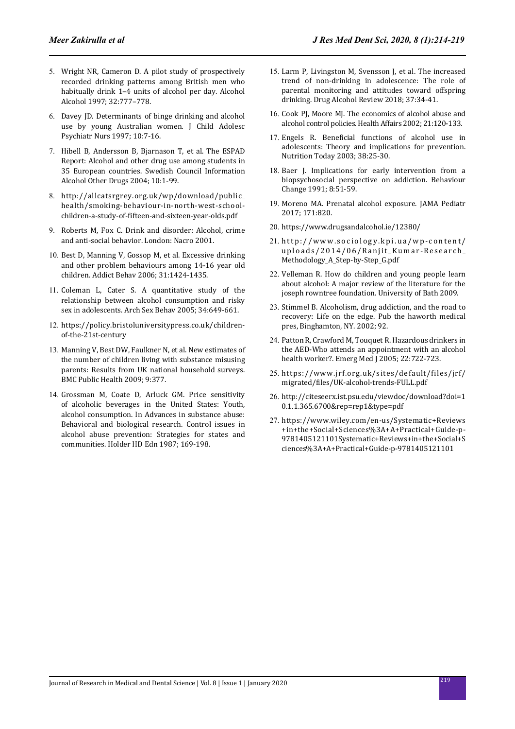5. Wright NR, Cameron D. A pilot study of prospectively recorded drinking patterns among British men who habitually drink 1–4 units of alcohol per day. Alcohol Alcohol 1997; 32:777–778.
6. Davey JD. Determinants of binge drinking and alcohol use by young Australian women. J Child Adolesc Psychiatr Nurs 1997; 10:7-16.
7. Hibell B, Andersson B, Bjarnason T, et al. The ESPAD Report: Alcohol and other drug use among students in 35 European countries. Swedish Council Information Alcohol Other Drugs 2004; 10:1-99.
8. http://allcatsrgrey.org.uk/wp/download/public_health/smoking-behaviour-in-north-west-school-children-a-study-of-fifteen-and-sixteen-year-olds.pdf
9. Roberts M, Fox C. Drink and disorder: Alcohol, crime and anti-social behavior. London: Nacro 2001.
10. Best D, Manning V, Gossop M, et al. Excessive drinking and other problem behaviours among 14-16 year old children. Addict Behav 2006; 31:1424-1435.
11. Coleman L, Cater S. A quantitative study of the relationship between alcohol consumption and risky sex in adolescents. Arch Sex Behav 2005; 34:649-661.
12. https://policy.bristoluniversitypress.co.uk/children-of-the-21st-century
13. Manning V, Best DW, Faulkner N, et al. New estimates of the number of children living with substance misusing parents: Results from UK national household surveys. BMC Public Health 2009; 9:377.
14. Grossman M, Coate D, Arluck GM. Price sensitivity of alcoholic beverages in the United States: Youth, alcohol consumption. In Advances in substance abuse: Behavioral and biological research. Control issues in alcohol abuse prevention: Strategies for states and communities. Holder HD Edn 1987; 169-198.
15. Larm P, Livingston M, Svensson J, et al. The increased trend of non-drinking in adolescence: The role of parental monitoring and attitudes toward offspring drinking. Drug Alcohol Review 2018; 37:34-41.
16. Cook PJ, Moore MJ. The economics of alcohol abuse and alcohol control policies. Health Affairs 2002; 21:120-133.
17. Engels R. Beneficial functions of alcohol use in adolescents: Theory and implications for prevention. Nutrition Today 2003; 38:25-30.
18. Baer J. Implications for early intervention from a biopsychosocial perspective on addiction. Behaviour Change 1991; 8:51-59.
19. Moreno MA. Prenatal alcohol exposure. JAMA Pediatr 2017; 171:820.
20. https://www.drugsandalcohol.ie/12380/
21. http://www.sociology.kpi.ua/wp-content/uploads/2014/06/Ranjit_Kumar-Research_Methodology_A_Step-by-Step_G.pdf
22. Velleman R. How do children and young people learn about alcohol: A major review of the literature for the joseph rowntree foundation. University of Bath 2009.
23. Stimmel B. Alcoholism, drug addiction, and the road to recovery: Life on the edge. Pub the haworth medical pres, Binghamton, NY. 2002; 92.
24. Patton R, Crawford M, Touquet R. Hazardous drinkers in the AED-Who attends an appointment with an alcohol health worker?. Emerg Med J 2005; 22:722-723.
25. https://www.jrf.org.uk/sites/default/files/jrf/migrated/files/UK-alcohol-trends-FULL.pdf
26. http://citeseerx.ist.psu.edu/viewdoc/download?doi=10.1.1.365.6700&rep=rep1&type=pdf
27. https://www.wiley.com/en-us/Systematic+Reviews+in+the+Social+Sciences%3A+A+Practical+Guide-p-9781405121101Systematic+Reviews+in+the+Social+Sciences%3A+A+Practical+Guide-p-9781405121101